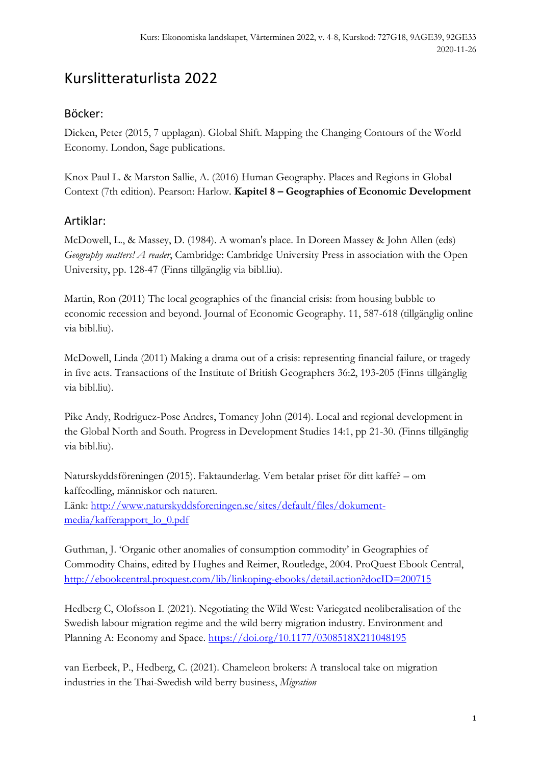Kurs: Ekonomiska landskapet, Vårterminen 2022, v. 4-8, Kurskod: 727G18, 9AGE39, 92GE33
2020-11-26

# Kurslitteraturlista 2022

## Böcker:

Dicken, Peter (2015, 7 upplagan). Global Shift. Mapping the Changing Contours of the World Economy. London, Sage publications.

Knox Paul L. & Marston Sallie, A. (2016) Human Geography. Places and Regions in Global Context (7th edition). Pearson: Harlow. **Kapitel 8 – Geographies of Economic Development**

## Artiklar:

McDowell, L., & Massey, D. (1984). A woman's place. In Doreen Massey & John Allen (eds) *Geography matters! A reader*, Cambridge: Cambridge University Press in association with the Open University, pp. 128-47 (Finns tillgänglig via bibl.liu).

Martin, Ron (2011) The local geographies of the financial crisis: from housing bubble to economic recession and beyond. Journal of Economic Geography. 11, 587-618 (tillgänglig online via bibl.liu).

McDowell, Linda (2011) Making a drama out of a crisis: representing financial failure, or tragedy in five acts. Transactions of the Institute of British Geographers 36:2, 193-205 (Finns tillgänglig via bibl.liu).

Pike Andy, Rodriguez-Pose Andres, Tomaney John (2014). Local and regional development in the Global North and South. Progress in Development Studies 14:1, pp 21-30. (Finns tillgänglig via bibl.liu).

Naturskyddsföreningen (2015). Faktaunderlag. Vem betalar priset för ditt kaffe? – om kaffeodling, människor och naturen.
Länk: [http://www.naturskyddsforeningen.se/sites/default/files/dokument-media/kafferapport_lo_0.pdf](http://www.naturskyddsforeningen.se/sites/default/files/dokument-media/kafferapport_lo_0.pdf)

Guthman, J. 'Organic other anomalies of consumption commodity' in Geographies of Commodity Chains, edited by Hughes and Reimer, Routledge, 2004. ProQuest Ebook Central, [http://ebookcentral.proquest.com/lib/linkoping-ebooks/detail.action?docID=200715](http://ebookcentral.proquest.com/lib/linkoping-ebooks/detail.action?docID=200715)

Hedberg C, Olofsson I. (2021). Negotiating the Wild West: Variegated neoliberalisation of the Swedish labour migration regime and the wild berry migration industry. Environment and Planning A: Economy and Space. [https://doi.org/10.1177/0308518X211048195](https://doi.org/10.1177/0308518X211048195)

van Eerbeek, P., Hedberg, C. (2021). Chameleon brokers: A translocal take on migration industries in the Thai-Swedish wild berry business, *Migration*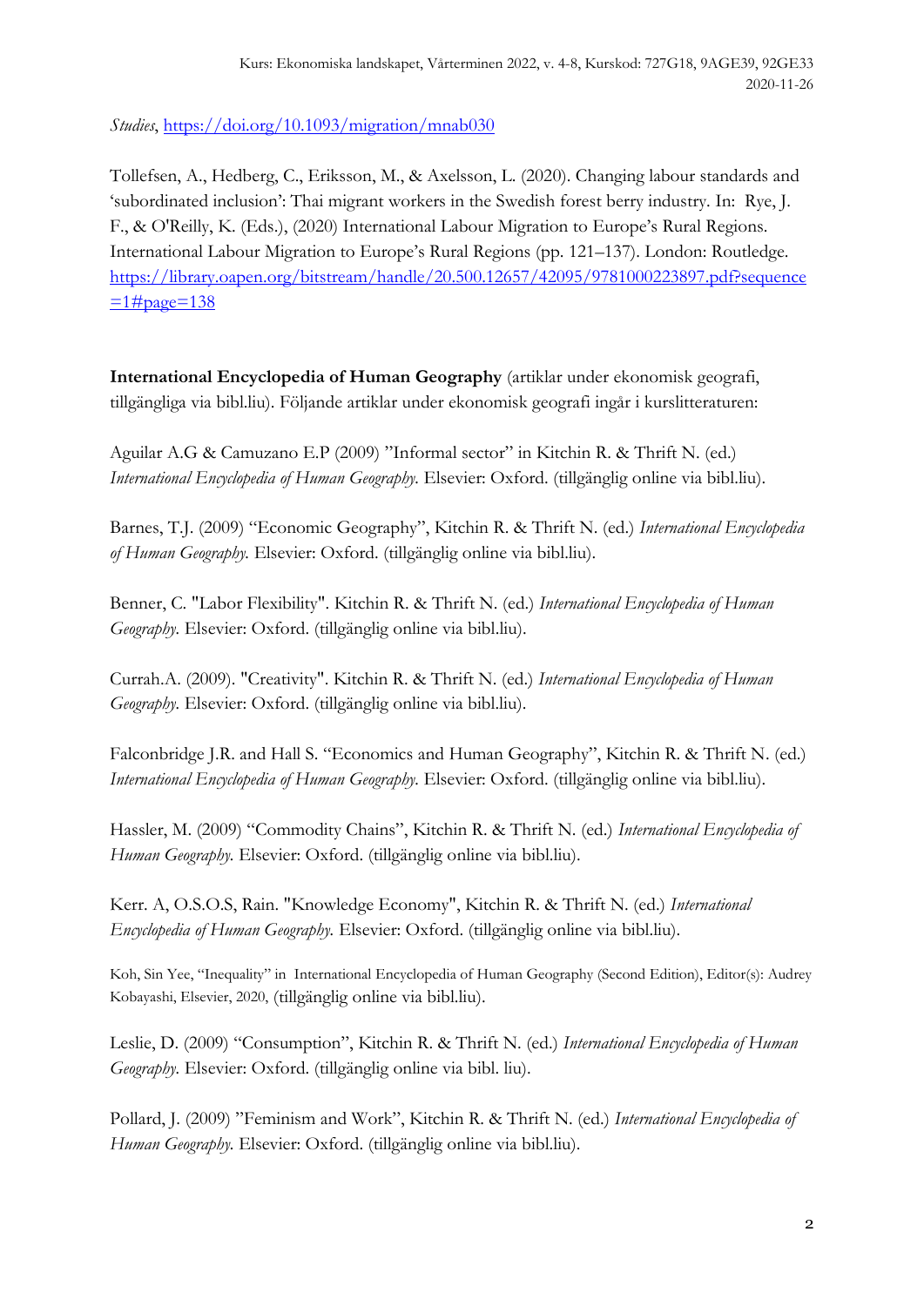*Studies*, https://doi.org/10.1093/migration/mnab030

Tollefsen, A., Hedberg, C., Eriksson, M., & Axelsson, L. (2020). Changing labour standards and 'subordinated inclusion': Thai migrant workers in the Swedish forest berry industry. In: Rye, J. F., & O'Reilly, K. (Eds.), (2020) International Labour Migration to Europe's Rural Regions. International Labour Migration to Europe's Rural Regions (pp. 121–137). London: Routledge. https://library.oapen.org/bitstream/handle/20.500.12657/42095/9781000223897.pdf?sequence=1#page=138

**International Encyclopedia of Human Geography** (artiklar under ekonomisk geografi, tillgängliga via bibl.liu). Följande artiklar under ekonomisk geografi ingår i kurslitteraturen:

Aguilar A.G & Camuzano E.P (2009) "Informal sector" in Kitchin R. & Thrift N. (ed.) *International Encyclopedia of Human Geography.* Elsevier: Oxford. (tillgänglig online via bibl.liu).

Barnes, T.J. (2009) "Economic Geography", Kitchin R. & Thrift N. (ed.) *International Encyclopedia of Human Geography.* Elsevier: Oxford. (tillgänglig online via bibl.liu).

Benner, C. "Labor Flexibility". Kitchin R. & Thrift N. (ed.) *International Encyclopedia of Human Geography.* Elsevier: Oxford. (tillgänglig online via bibl.liu).

Currah.A. (2009). "Creativity". Kitchin R. & Thrift N. (ed.) *International Encyclopedia of Human Geography.* Elsevier: Oxford. (tillgänglig online via bibl.liu).

Falconbridge J.R. and Hall S. "Economics and Human Geography", Kitchin R. & Thrift N. (ed.) *International Encyclopedia of Human Geography.* Elsevier: Oxford. (tillgänglig online via bibl.liu).

Hassler, M. (2009) "Commodity Chains", Kitchin R. & Thrift N. (ed.) *International Encyclopedia of Human Geography.* Elsevier: Oxford. (tillgänglig online via bibl.liu).

Kerr. A, O.S.O.S, Rain. "Knowledge Economy", Kitchin R. & Thrift N. (ed.) *International Encyclopedia of Human Geography.* Elsevier: Oxford. (tillgänglig online via bibl.liu).

Koh, Sin Yee, "Inequality" in International Encyclopedia of Human Geography (Second Edition), Editor(s): Audrey Kobayashi, Elsevier, 2020, (tillgänglig online via bibl.liu).

Leslie, D. (2009) "Consumption", Kitchin R. & Thrift N. (ed.) *International Encyclopedia of Human Geography.* Elsevier: Oxford. (tillgänglig online via bibl. liu).

Pollard, J. (2009) "Feminism and Work", Kitchin R. & Thrift N. (ed.) *International Encyclopedia of Human Geography.* Elsevier: Oxford. (tillgänglig online via bibl.liu).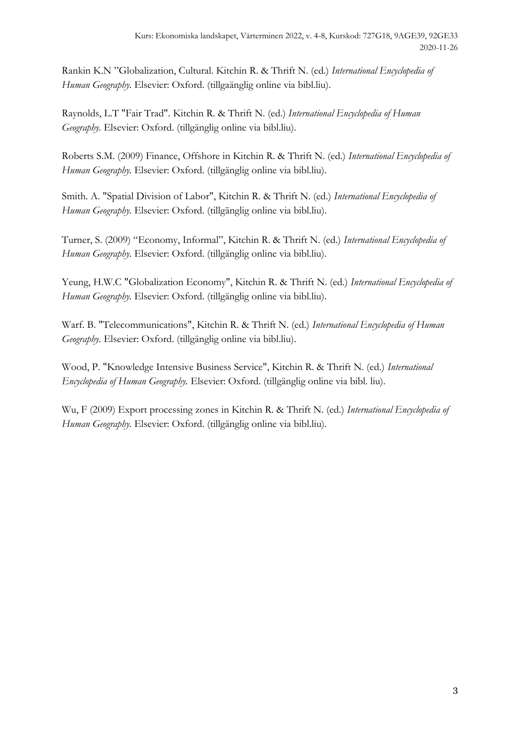Rankin K.N ”Globalization, Cultural. Kitchin R. & Thrift N. (ed.) *International Encyclopedia of Human Geography.* Elsevier: Oxford. (tillgaänglig online via bibl.liu).

Raynolds, L.T "Fair Trad". Kitchin R. & Thrift N. (ed.) *International Encyclopedia of Human Geography.* Elsevier: Oxford. (tillgänglig online via bibl.liu).

Roberts S.M. (2009) Finance, Offshore in Kitchin R. & Thrift N. (ed.) *International Encyclopedia of Human Geography.* Elsevier: Oxford. (tillgänglig online via bibl.liu).

Smith. A. "Spatial Division of Labor", Kitchin R. & Thrift N. (ed.) *International Encyclopedia of Human Geography.* Elsevier: Oxford. (tillgänglig online via bibl.liu).

Turner, S. (2009) "Economy, Informal", Kitchin R. & Thrift N. (ed.) *International Encyclopedia of Human Geography.* Elsevier: Oxford. (tillgänglig online via bibl.liu).

Yeung, H.W.C "Globalization Economy", Kitchin R. & Thrift N. (ed.) *International Encyclopedia of Human Geography.* Elsevier: Oxford. (tillgänglig online via bibl.liu).

Warf. B. "Telecommunications", Kitchin R. & Thrift N. (ed.) *International Encyclopedia of Human Geography.* Elsevier: Oxford. (tillgänglig online via bibl.liu).

Wood, P. "Knowledge Intensive Business Service", Kitchin R. & Thrift N. (ed.) *International Encyclopedia of Human Geography.* Elsevier: Oxford. (tillgänglig online via bibl. liu).

Wu, F (2009) Export processing zones in Kitchin R. & Thrift N. (ed.) *International Encyclopedia of Human Geography.* Elsevier: Oxford. (tillgänglig online via bibl.liu).